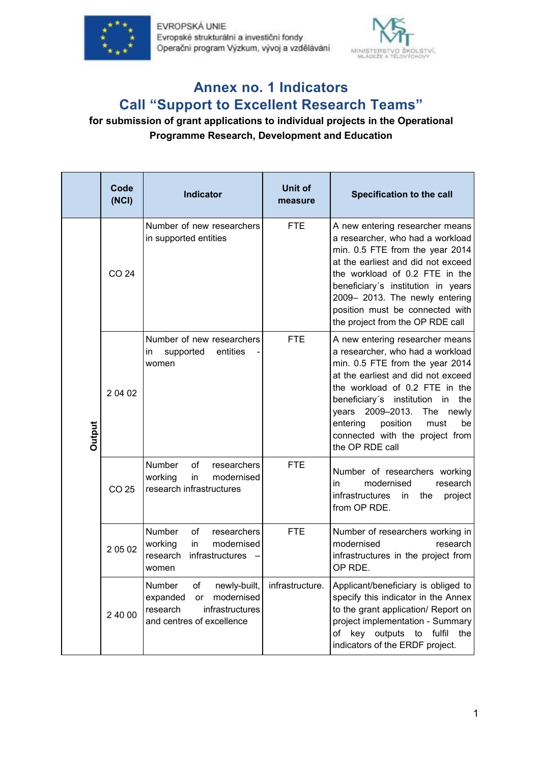EVROPSKÁ UNIE
Evropské strukturální a investiční fondy
Operační program Výzkum, vývoj a vzdělávání

MINISTERSTVO ŠKOLSTVÍ, MLÁDEŽE A TĚLOVÝCHOVY

# Annex no. 1 Indicators
# Call "Support to Excellent Research Teams"

**for submission of grant applications to individual projects in the Operational Programme Research, Development and Education**

| | Code (NCI) | Indicator | Unit of measure | Specification to the call |
|---|---|---|---|---|
| Output | CO 24 | Number of new researchers in supported entities | FTE | A new entering researcher means a researcher, who had a workload min. 0.5 FTE from the year 2014 at the earliest and did not exceed the workload of 0.2 FTE in the beneficiary´s institution in years 2009– 2013. The newly entering position must be connected with the project from the OP RDE call |
| | 2 04 02 | Number of new researchers in supported entities - women | FTE | A new entering researcher means a researcher, who had a workload min. 0.5 FTE from the year 2014 at the earliest and did not exceed the workload of 0.2 FTE in the beneficiary´s institution in the years 2009–2013. The newly entering position must be connected with the project from the OP RDE call |
| | CO 25 | Number of researchers working in modernised research infrastructures | FTE | Number of researchers working in modernised research infrastructures in the project from OP RDE. |
| | 2 05 02 | Number of researchers working in modernised research infrastructures – women | FTE | Number of researchers working in modernised research infrastructures in the project from OP RDE. |
| | 2 40 00 | Number of newly-built, expanded or modernised research infrastructures and centres of excellence | infrastructure. | Applicant/beneficiary is obliged to specify this indicator in the Annex to the grant application/ Report on project implementation - Summary of key outputs to fulfil the indicators of the ERDF project. |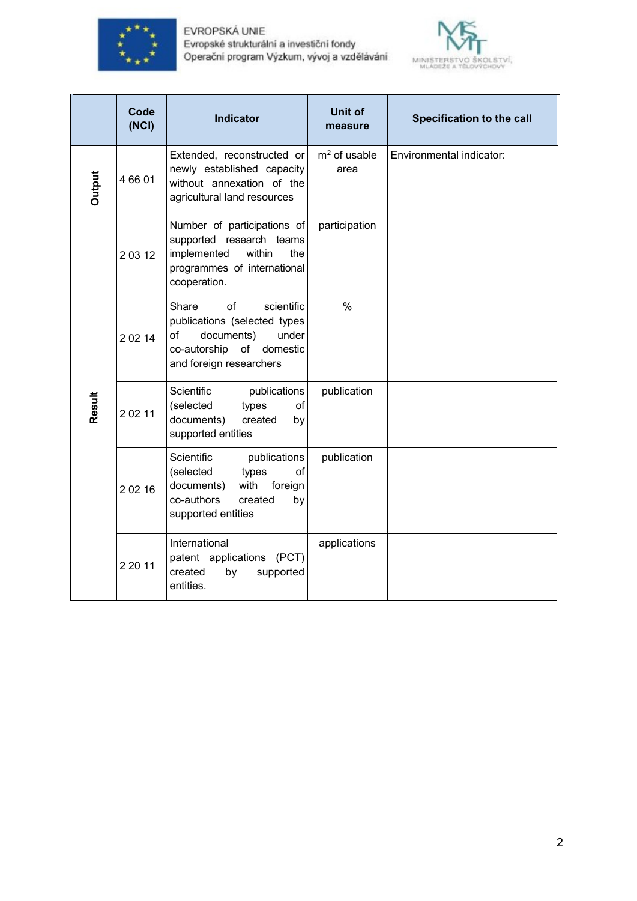| | Code (NCI) | Indicator | Unit of measure | Specification to the call |
|---|---|---|---|---|
| Output | 4 66 01 | Extended, reconstructed or newly established capacity without annexation of the agricultural land resources | $m^2$ of usable area | Environmental indicator: |
| Result | 2 03 12 | Number of participations of supported research teams implemented within the programmes of international cooperation. | participation | |
| | 2 02 14 | Share of scientific publications (selected types of documents) under co-autorship of domestic and foreign researchers | % | |
| | 2 02 11 | Scientific publications (selected types of documents) created by supported entities | publication | |
| | 2 02 16 | Scientific publications (selected types of documents) with foreign co-authors created by supported entities | publication | |
| | 2 20 11 | International patent applications (PCT) created by supported entities. | applications | |